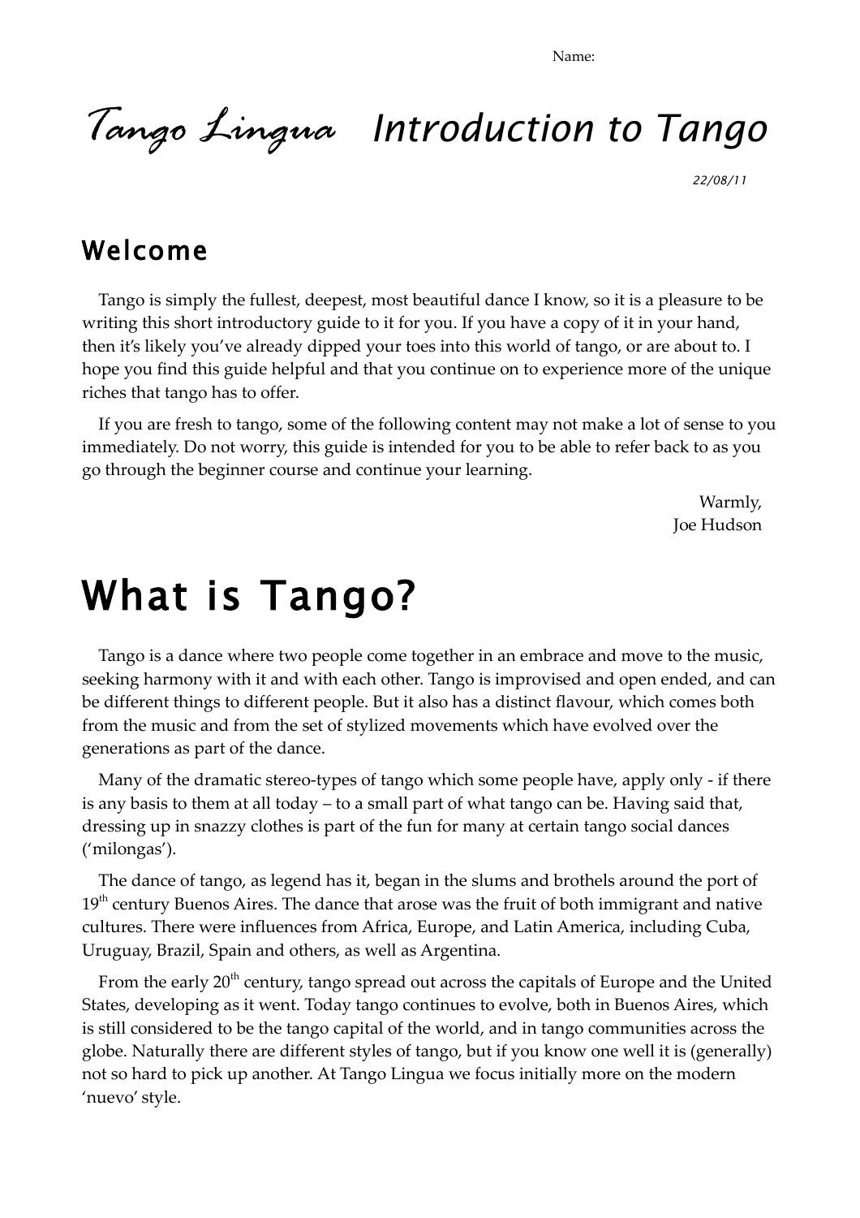Name:

# *Tango Lingua* *Introduction to Tango*

*22/08/11*

## Welcome

Tango is simply the fullest, deepest, most beautiful dance I know, so it is a pleasure to be writing this short introductory guide to it for you. If you have a copy of it in your hand, then it's likely you've already dipped your toes into this world of tango, or are about to. I hope you find this guide helpful and that you continue on to experience more of the unique riches that tango has to offer.

If you are fresh to tango, some of the following content may not make a lot of sense to you immediately. Do not worry, this guide is intended for you to be able to refer back to as you go through the beginner course and continue your learning.

Warmly,
Joe Hudson

# What is Tango?

Tango is a dance where two people come together in an embrace and move to the music, seeking harmony with it and with each other. Tango is improvised and open ended, and can be different things to different people. But it also has a distinct flavour, which comes both from the music and from the set of stylized movements which have evolved over the generations as part of the dance.

Many of the dramatic stereo-types of tango which some people have, apply only - if there is any basis to them at all today – to a small part of what tango can be. Having said that, dressing up in snazzy clothes is part of the fun for many at certain tango social dances ('milongas').

The dance of tango, as legend has it, began in the slums and brothels around the port of 19th century Buenos Aires. The dance that arose was the fruit of both immigrant and native cultures. There were influences from Africa, Europe, and Latin America, including Cuba, Uruguay, Brazil, Spain and others, as well as Argentina.

From the early 20th century, tango spread out across the capitals of Europe and the United States, developing as it went. Today tango continues to evolve, both in Buenos Aires, which is still considered to be the tango capital of the world, and in tango communities across the globe. Naturally there are different styles of tango, but if you know one well it is (generally) not so hard to pick up another. At Tango Lingua we focus initially more on the modern 'nuevo' style.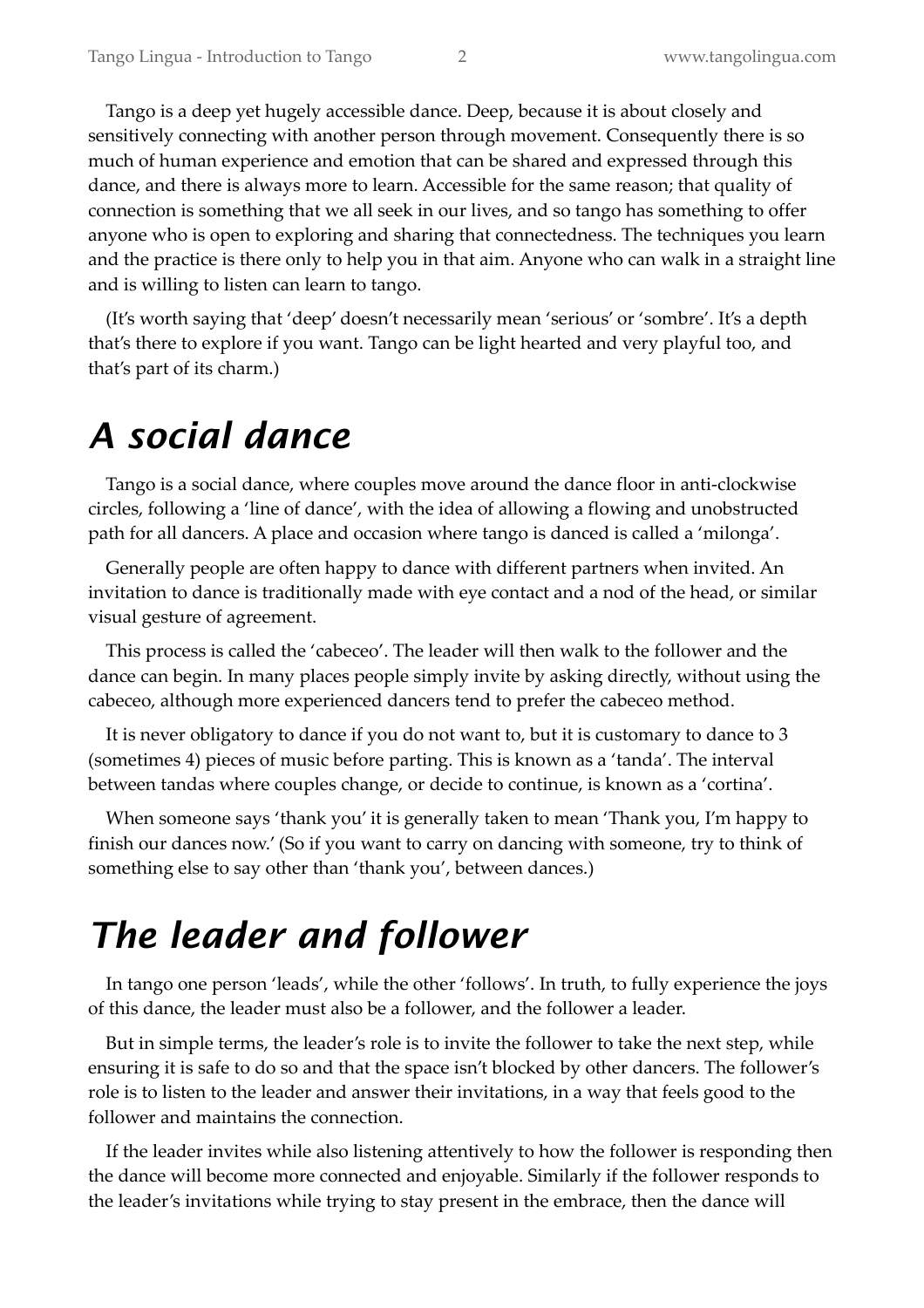Tango is a deep yet hugely accessible dance. Deep, because it is about closely and sensitively connecting with another person through movement. Consequently there is so much of human experience and emotion that can be shared and expressed through this dance, and there is always more to learn. Accessible for the same reason; that quality of connection is something that we all seek in our lives, and so tango has something to offer anyone who is open to exploring and sharing that connectedness. The techniques you learn and the practice is there only to help you in that aim. Anyone who can walk in a straight line and is willing to listen can learn to tango.

(It's worth saying that 'deep' doesn't necessarily mean 'serious' or 'sombre'. It's a depth that's there to explore if you want. Tango can be light hearted and very playful too, and that's part of its charm.)

# *A social dance*

Tango is a social dance, where couples move around the dance floor in anti-clockwise circles, following a 'line of dance', with the idea of allowing a flowing and unobstructed path for all dancers. A place and occasion where tango is danced is called a 'milonga'.

Generally people are often happy to dance with different partners when invited. An invitation to dance is traditionally made with eye contact and a nod of the head, or similar visual gesture of agreement.

This process is called the 'cabeceo'. The leader will then walk to the follower and the dance can begin. In many places people simply invite by asking directly, without using the cabeceo, although more experienced dancers tend to prefer the cabeceo method.

It is never obligatory to dance if you do not want to, but it is customary to dance to 3 (sometimes 4) pieces of music before parting. This is known as a 'tanda'. The interval between tandas where couples change, or decide to continue, is known as a 'cortina'.

When someone says 'thank you' it is generally taken to mean 'Thank you, I'm happy to finish our dances now.' (So if you want to carry on dancing with someone, try to think of something else to say other than 'thank you', between dances.)

# *The leader and follower*

In tango one person 'leads', while the other 'follows'. In truth, to fully experience the joys of this dance, the leader must also be a follower, and the follower a leader.

But in simple terms, the leader's role is to invite the follower to take the next step, while ensuring it is safe to do so and that the space isn't blocked by other dancers. The follower's role is to listen to the leader and answer their invitations, in a way that feels good to the follower and maintains the connection.

If the leader invites while also listening attentively to how the follower is responding then the dance will become more connected and enjoyable. Similarly if the follower responds to the leader's invitations while trying to stay present in the embrace, then the dance will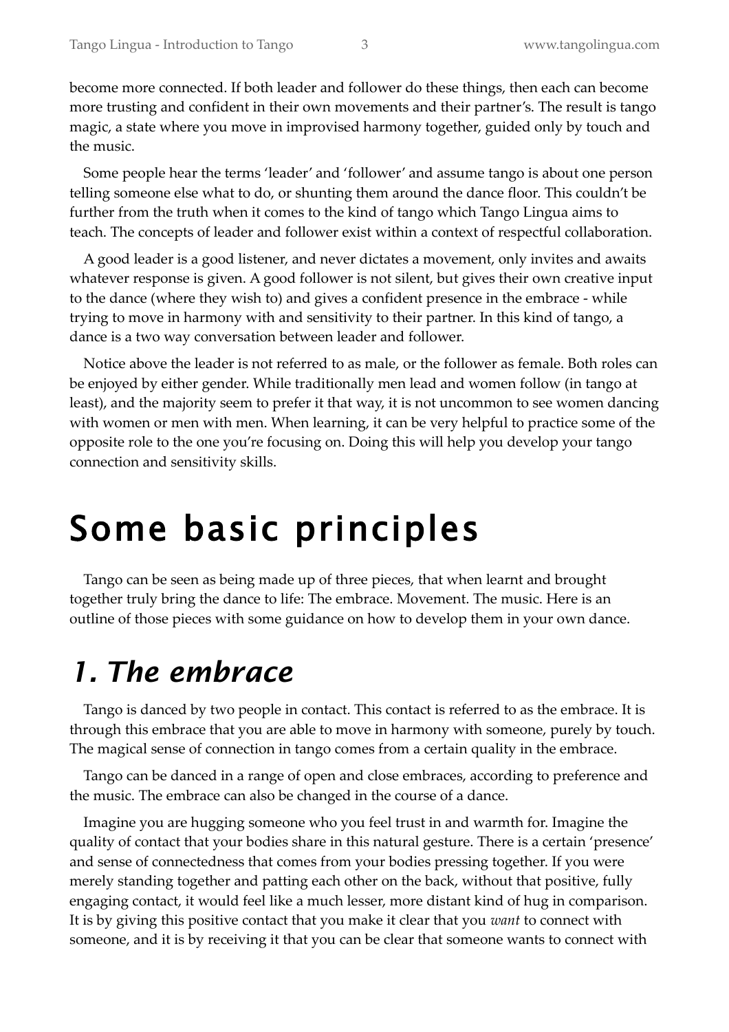become more connected. If both leader and follower do these things, then each can become more trusting and confident in their own movements and their partner's. The result is tango magic, a state where you move in improvised harmony together, guided only by touch and the music.

Some people hear the terms 'leader' and 'follower' and assume tango is about one person telling someone else what to do, or shunting them around the dance floor. This couldn't be further from the truth when it comes to the kind of tango which Tango Lingua aims to teach. The concepts of leader and follower exist within a context of respectful collaboration.

A good leader is a good listener, and never dictates a movement, only invites and awaits whatever response is given. A good follower is not silent, but gives their own creative input to the dance (where they wish to) and gives a confident presence in the embrace - while trying to move in harmony with and sensitivity to their partner. In this kind of tango, a dance is a two way conversation between leader and follower.

Notice above the leader is not referred to as male, or the follower as female. Both roles can be enjoyed by either gender. While traditionally men lead and women follow (in tango at least), and the majority seem to prefer it that way, it is not uncommon to see women dancing with women or men with men. When learning, it can be very helpful to practice some of the opposite role to the one you're focusing on. Doing this will help you develop your tango connection and sensitivity skills.

# Some basic principles

Tango can be seen as being made up of three pieces, that when learnt and brought together truly bring the dance to life: The embrace. Movement. The music. Here is an outline of those pieces with some guidance on how to develop them in your own dance.

## *1. The embrace*

Tango is danced by two people in contact. This contact is referred to as the embrace. It is through this embrace that you are able to move in harmony with someone, purely by touch. The magical sense of connection in tango comes from a certain quality in the embrace.

Tango can be danced in a range of open and close embraces, according to preference and the music. The embrace can also be changed in the course of a dance.

Imagine you are hugging someone who you feel trust in and warmth for. Imagine the quality of contact that your bodies share in this natural gesture. There is a certain 'presence' and sense of connectedness that comes from your bodies pressing together. If you were merely standing together and patting each other on the back, without that positive, fully engaging contact, it would feel like a much lesser, more distant kind of hug in comparison. It is by giving this positive contact that you make it clear that you *want* to connect with someone, and it is by receiving it that you can be clear that someone wants to connect with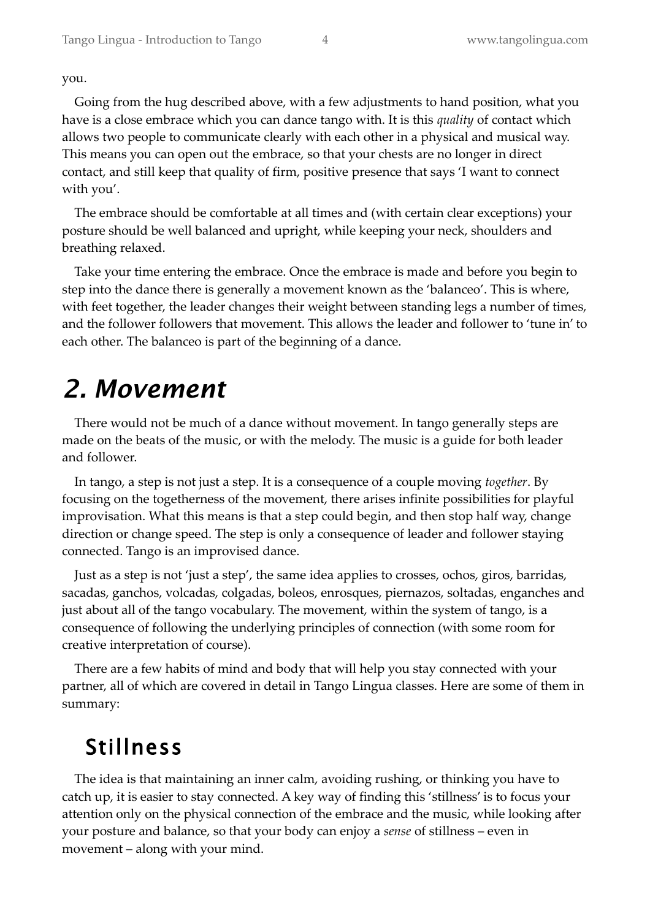you.

Going from the hug described above, with a few adjustments to hand position, what you have is a close embrace which you can dance tango with. It is this *quality* of contact which allows two people to communicate clearly with each other in a physical and musical way. This means you can open out the embrace, so that your chests are no longer in direct contact, and still keep that quality of firm, positive presence that says 'I want to connect with you'.

The embrace should be comfortable at all times and (with certain clear exceptions) your posture should be well balanced and upright, while keeping your neck, shoulders and breathing relaxed.

Take your time entering the embrace. Once the embrace is made and before you begin to step into the dance there is generally a movement known as the 'balanceo'. This is where, with feet together, the leader changes their weight between standing legs a number of times, and the follower followers that movement. This allows the leader and follower to 'tune in' to each other. The balanceo is part of the beginning of a dance.

# 2. Movement

There would not be much of a dance without movement. In tango generally steps are made on the beats of the music, or with the melody. The music is a guide for both leader and follower.

In tango, a step is not just a step. It is a consequence of a couple moving *together*. By focusing on the togetherness of the movement, there arises infinite possibilities for playful improvisation. What this means is that a step could begin, and then stop half way, change direction or change speed. The step is only a consequence of leader and follower staying connected. Tango is an improvised dance.

Just as a step is not 'just a step', the same idea applies to crosses, ochos, giros, barridas, sacadas, ganchos, volcadas, colgadas, boleos, enrosques, piernazos, soltadas, enganches and just about all of the tango vocabulary. The movement, within the system of tango, is a consequence of following the underlying principles of connection (with some room for creative interpretation of course).

There are a few habits of mind and body that will help you stay connected with your partner, all of which are covered in detail in Tango Lingua classes. Here are some of them in summary:

## Stillness

The idea is that maintaining an inner calm, avoiding rushing, or thinking you have to catch up, it is easier to stay connected. A key way of finding this 'stillness' is to focus your attention only on the physical connection of the embrace and the music, while looking after your posture and balance, so that your body can enjoy a *sense* of stillness – even in movement – along with your mind.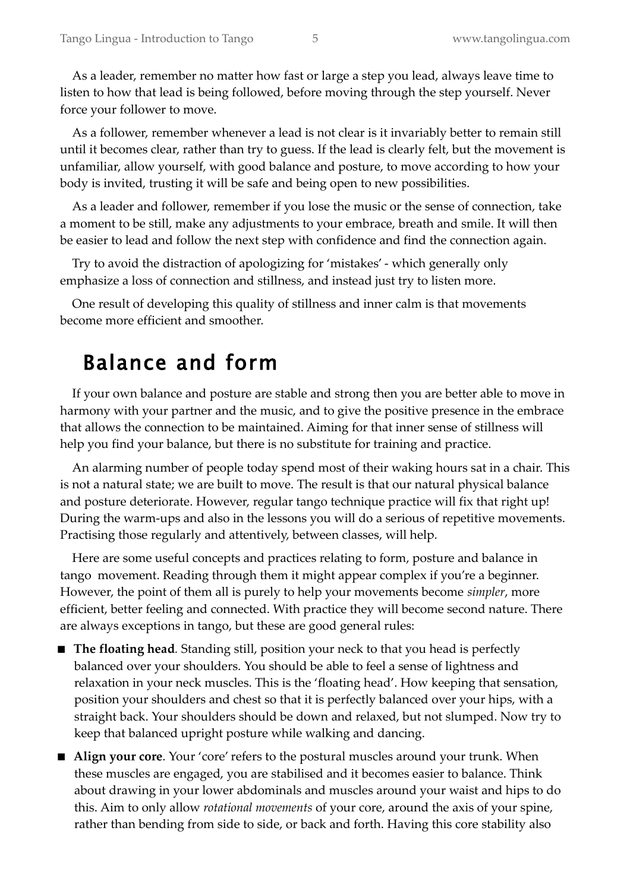As a leader, remember no matter how fast or large a step you lead, always leave time to listen to how that lead is being followed, before moving through the step yourself. Never force your follower to move.

As a follower, remember whenever a lead is not clear is it invariably better to remain still until it becomes clear, rather than try to guess. If the lead is clearly felt, but the movement is unfamiliar, allow yourself, with good balance and posture, to move according to how your body is invited, trusting it will be safe and being open to new possibilities.

As a leader and follower, remember if you lose the music or the sense of connection, take a moment to be still, make any adjustments to your embrace, breath and smile. It will then be easier to lead and follow the next step with confidence and find the connection again.

Try to avoid the distraction of apologizing for 'mistakes' - which generally only emphasize a loss of connection and stillness, and instead just try to listen more.

One result of developing this quality of stillness and inner calm is that movements become more efficient and smoother.

## Balance and form

If your own balance and posture are stable and strong then you are better able to move in harmony with your partner and the music, and to give the positive presence in the embrace that allows the connection to be maintained. Aiming for that inner sense of stillness will help you find your balance, but there is no substitute for training and practice.

An alarming number of people today spend most of their waking hours sat in a chair. This is not a natural state; we are built to move. The result is that our natural physical balance and posture deteriorate. However, regular tango technique practice will fix that right up! During the warm-ups and also in the lessons you will do a serious of repetitive movements. Practising those regularly and attentively, between classes, will help.

Here are some useful concepts and practices relating to form, posture and balance in tango movement. Reading through them it might appear complex if you're a beginner. However, the point of them all is purely to help your movements become *simpler*, more efficient, better feeling and connected. With practice they will become second nature. There are always exceptions in tango, but these are good general rules:

- **The floating head**. Standing still, position your neck to that you head is perfectly balanced over your shoulders. You should be able to feel a sense of lightness and relaxation in your neck muscles. This is the 'floating head'. How keeping that sensation, position your shoulders and chest so that it is perfectly balanced over your hips, with a straight back. Your shoulders should be down and relaxed, but not slumped. Now try to keep that balanced upright posture while walking and dancing.
- **Align your core**. Your 'core' refers to the postural muscles around your trunk. When these muscles are engaged, you are stabilised and it becomes easier to balance. Think about drawing in your lower abdominals and muscles around your waist and hips to do this. Aim to only allow *rotational movements* of your core, around the axis of your spine, rather than bending from side to side, or back and forth. Having this core stability also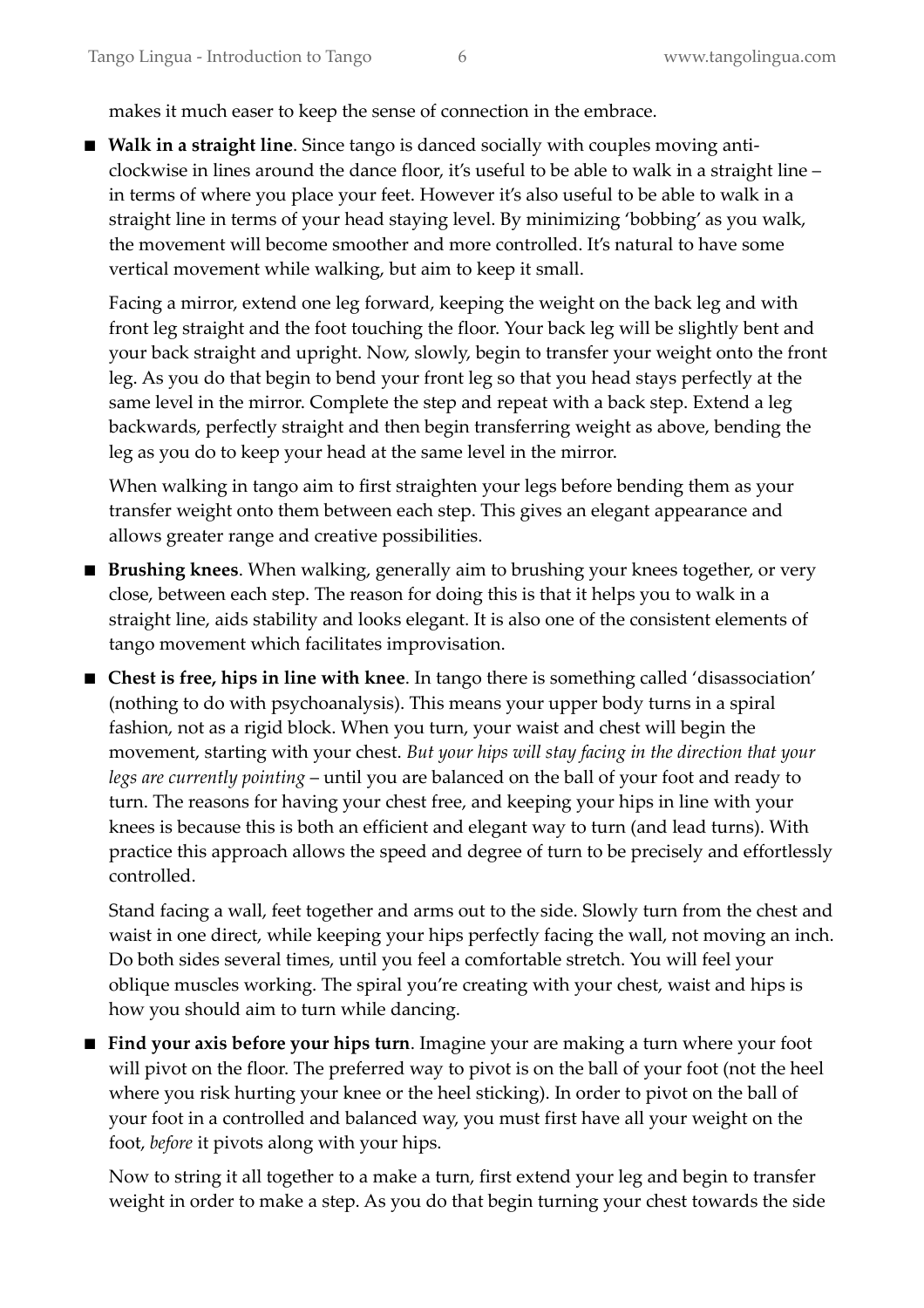makes it much easer to keep the sense of connection in the embrace.

- **Walk in a straight line**. Since tango is danced socially with couples moving anti-clockwise in lines around the dance floor, it's useful to be able to walk in a straight line – in terms of where you place your feet. However it's also useful to be able to walk in a straight line in terms of your head staying level. By minimizing 'bobbing' as you walk, the movement will become smoother and more controlled. It's natural to have some vertical movement while walking, but aim to keep it small.

  Facing a mirror, extend one leg forward, keeping the weight on the back leg and with front leg straight and the foot touching the floor. Your back leg will be slightly bent and your back straight and upright. Now, slowly, begin to transfer your weight onto the front leg. As you do that begin to bend your front leg so that you head stays perfectly at the same level in the mirror. Complete the step and repeat with a back step. Extend a leg backwards, perfectly straight and then begin transferring weight as above, bending the leg as you do to keep your head at the same level in the mirror.

  When walking in tango aim to first straighten your legs before bending them as your transfer weight onto them between each step. This gives an elegant appearance and allows greater range and creative possibilities.

- **Brushing knees**. When walking, generally aim to brushing your knees together, or very close, between each step. The reason for doing this is that it helps you to walk in a straight line, aids stability and looks elegant. It is also one of the consistent elements of tango movement which facilitates improvisation.

- **Chest is free, hips in line with knee**. In tango there is something called 'disassociation' (nothing to do with psychoanalysis). This means your upper body turns in a spiral fashion, not as a rigid block. When you turn, your waist and chest will begin the movement, starting with your chest. *But your hips will stay facing in the direction that your legs are currently pointing* – until you are balanced on the ball of your foot and ready to turn. The reasons for having your chest free, and keeping your hips in line with your knees is because this is both an efficient and elegant way to turn (and lead turns). With practice this approach allows the speed and degree of turn to be precisely and effortlessly controlled.

  Stand facing a wall, feet together and arms out to the side. Slowly turn from the chest and waist in one direct, while keeping your hips perfectly facing the wall, not moving an inch. Do both sides several times, until you feel a comfortable stretch. You will feel your oblique muscles working. The spiral you're creating with your chest, waist and hips is how you should aim to turn while dancing.

- **Find your axis before your hips turn**. Imagine your are making a turn where your foot will pivot on the floor. The preferred way to pivot is on the ball of your foot (not the heel where you risk hurting your knee or the heel sticking). In order to pivot on the ball of your foot in a controlled and balanced way, you must first have all your weight on the foot, *before* it pivots along with your hips.

  Now to string it all together to a make a turn, first extend your leg and begin to transfer weight in order to make a step. As you do that begin turning your chest towards the side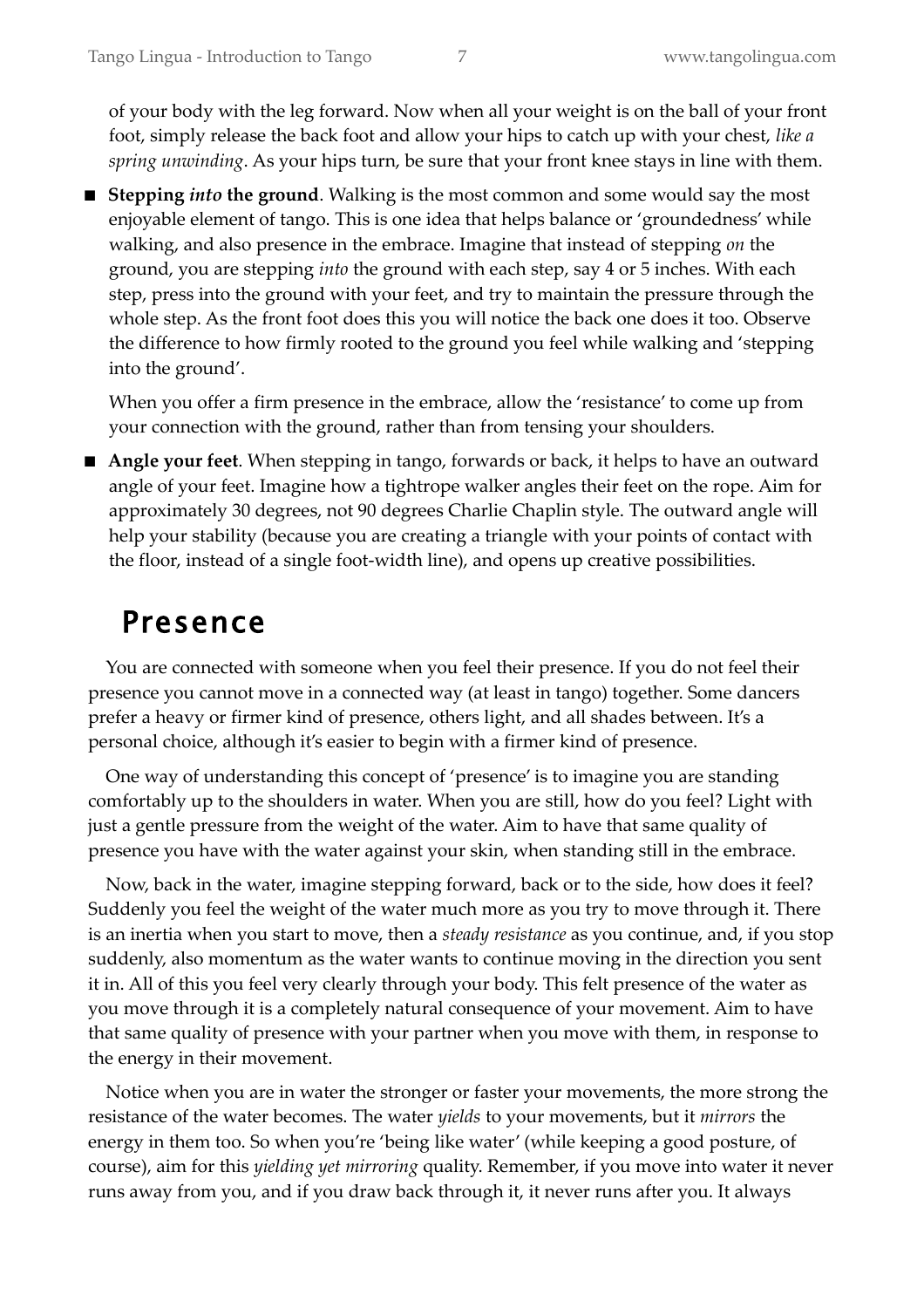of your body with the leg forward. Now when all your weight is on the ball of your front foot, simply release the back foot and allow your hips to catch up with your chest, *like a spring unwinding*. As your hips turn, be sure that your front knee stays in line with them.

- **Stepping *into* the ground**. Walking is the most common and some would say the most enjoyable element of tango. This is one idea that helps balance or 'groundedness' while walking, and also presence in the embrace. Imagine that instead of stepping *on* the ground, you are stepping *into* the ground with each step, say 4 or 5 inches. With each step, press into the ground with your feet, and try to maintain the pressure through the whole step. As the front foot does this you will notice the back one does it too. Observe the difference to how firmly rooted to the ground you feel while walking and 'stepping into the ground'.

  When you offer a firm presence in the embrace, allow the 'resistance' to come up from your connection with the ground, rather than from tensing your shoulders.

- **Angle your feet**. When stepping in tango, forwards or back, it helps to have an outward angle of your feet. Imagine how a tightrope walker angles their feet on the rope. Aim for approximately 30 degrees, not 90 degrees Charlie Chaplin style. The outward angle will help your stability (because you are creating a triangle with your points of contact with the floor, instead of a single foot-width line), and opens up creative possibilities.

## Presence

You are connected with someone when you feel their presence. If you do not feel their presence you cannot move in a connected way (at least in tango) together. Some dancers prefer a heavy or firmer kind of presence, others light, and all shades between. It's a personal choice, although it's easier to begin with a firmer kind of presence.

One way of understanding this concept of 'presence' is to imagine you are standing comfortably up to the shoulders in water. When you are still, how do you feel? Light with just a gentle pressure from the weight of the water. Aim to have that same quality of presence you have with the water against your skin, when standing still in the embrace.

Now, back in the water, imagine stepping forward, back or to the side, how does it feel? Suddenly you feel the weight of the water much more as you try to move through it. There is an inertia when you start to move, then a *steady resistance* as you continue, and, if you stop suddenly, also momentum as the water wants to continue moving in the direction you sent it in. All of this you feel very clearly through your body. This felt presence of the water as you move through it is a completely natural consequence of your movement. Aim to have that same quality of presence with your partner when you move with them, in response to the energy in their movement.

Notice when you are in water the stronger or faster your movements, the more strong the resistance of the water becomes. The water *yields* to your movements, but it *mirrors* the energy in them too. So when you're 'being like water' (while keeping a good posture, of course), aim for this *yielding yet mirroring* quality. Remember, if you move into water it never runs away from you, and if you draw back through it, it never runs after you. It always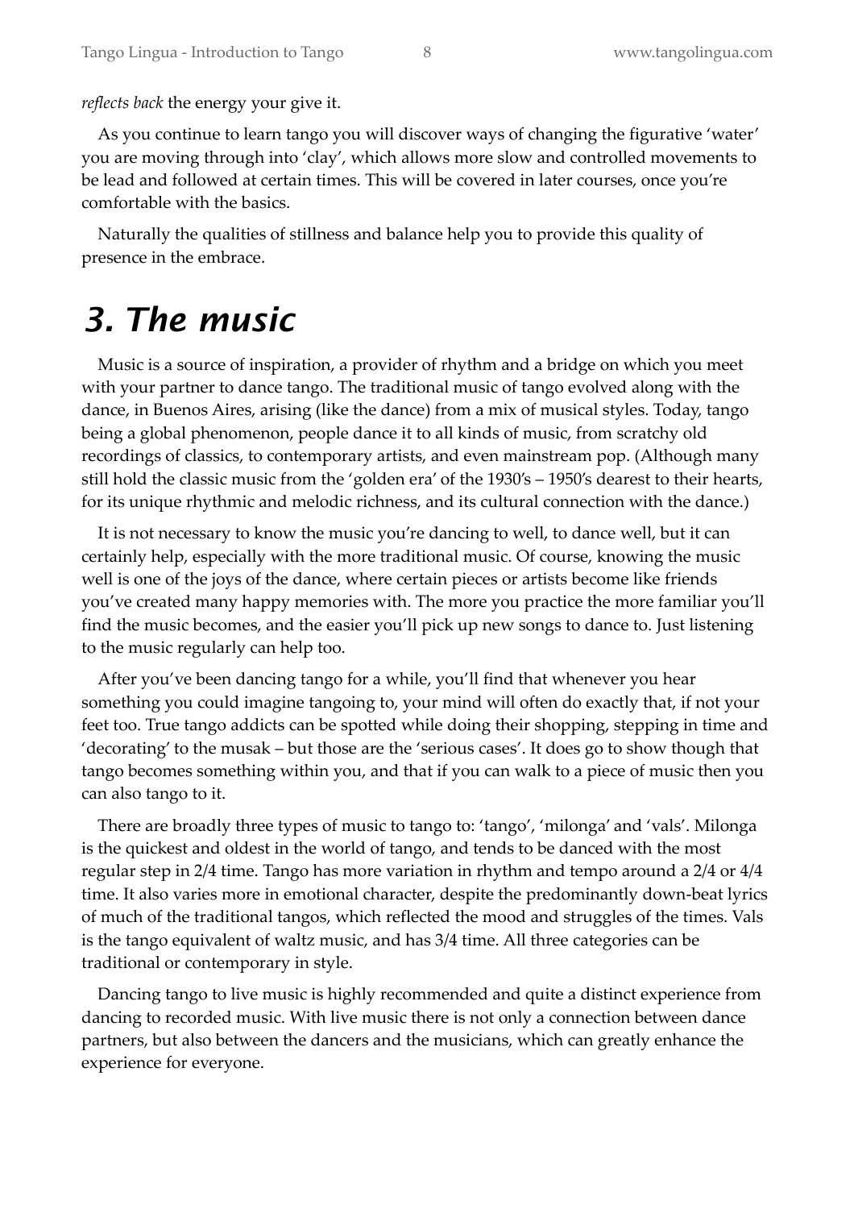*reflects back* the energy your give it.

As you continue to learn tango you will discover ways of changing the figurative 'water' you are moving through into 'clay', which allows more slow and controlled movements to be lead and followed at certain times. This will be covered in later courses, once you're comfortable with the basics.

Naturally the qualities of stillness and balance help you to provide this quality of presence in the embrace.

# 3. The music

Music is a source of inspiration, a provider of rhythm and a bridge on which you meet with your partner to dance tango. The traditional music of tango evolved along with the dance, in Buenos Aires, arising (like the dance) from a mix of musical styles. Today, tango being a global phenomenon, people dance it to all kinds of music, from scratchy old recordings of classics, to contemporary artists, and even mainstream pop. (Although many still hold the classic music from the 'golden era' of the 1930's – 1950's dearest to their hearts, for its unique rhythmic and melodic richness, and its cultural connection with the dance.)

It is not necessary to know the music you're dancing to well, to dance well, but it can certainly help, especially with the more traditional music. Of course, knowing the music well is one of the joys of the dance, where certain pieces or artists become like friends you've created many happy memories with. The more you practice the more familiar you'll find the music becomes, and the easier you'll pick up new songs to dance to. Just listening to the music regularly can help too.

After you've been dancing tango for a while, you'll find that whenever you hear something you could imagine tangoing to, your mind will often do exactly that, if not your feet too. True tango addicts can be spotted while doing their shopping, stepping in time and 'decorating' to the musak – but those are the 'serious cases'. It does go to show though that tango becomes something within you, and that if you can walk to a piece of music then you can also tango to it.

There are broadly three types of music to tango to: 'tango', 'milonga' and 'vals'. Milonga is the quickest and oldest in the world of tango, and tends to be danced with the most regular step in 2/4 time. Tango has more variation in rhythm and tempo around a 2/4 or 4/4 time. It also varies more in emotional character, despite the predominantly down-beat lyrics of much of the traditional tangos, which reflected the mood and struggles of the times. Vals is the tango equivalent of waltz music, and has 3/4 time. All three categories can be traditional or contemporary in style.

Dancing tango to live music is highly recommended and quite a distinct experience from dancing to recorded music. With live music there is not only a connection between dance partners, but also between the dancers and the musicians, which can greatly enhance the experience for everyone.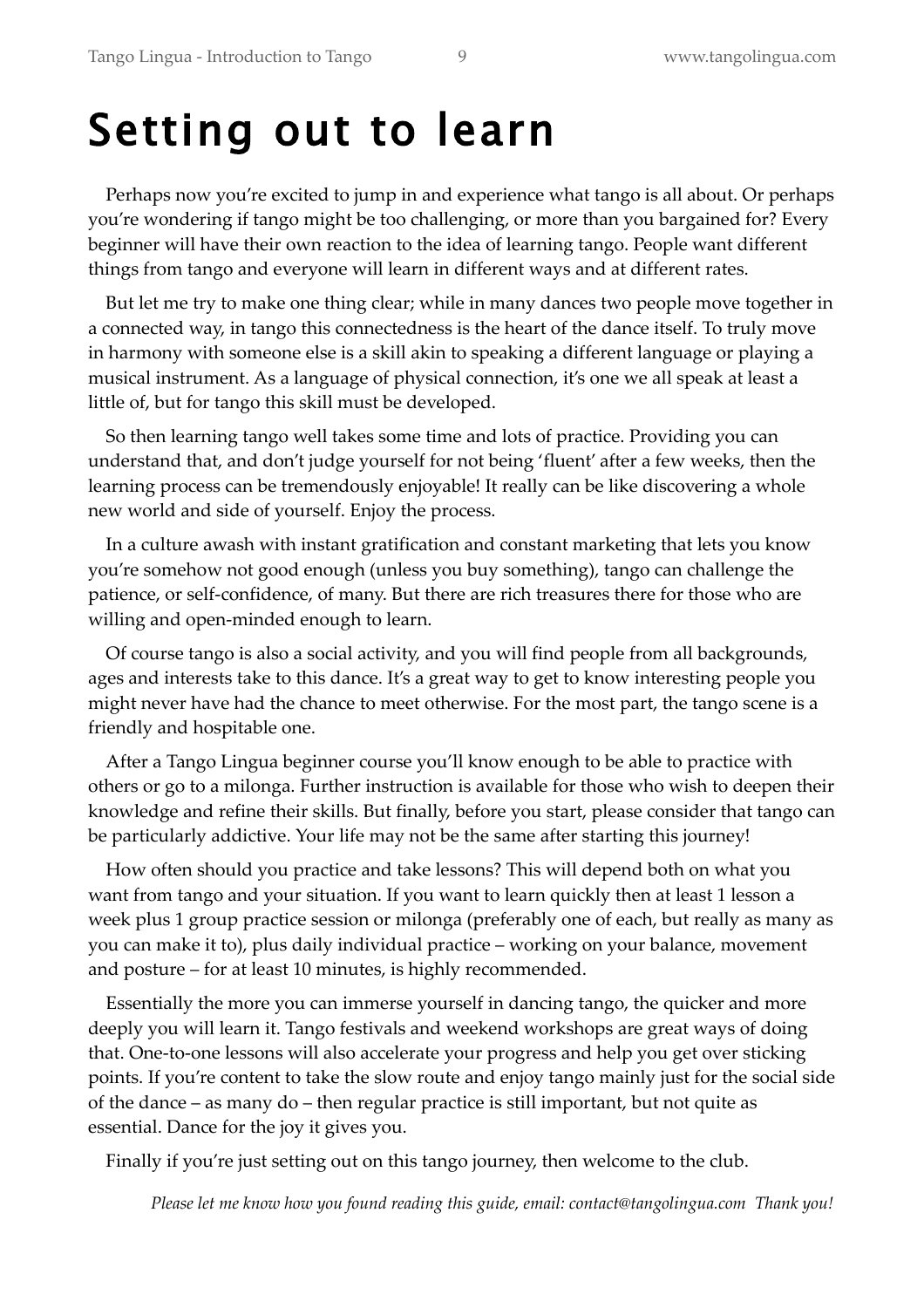# Setting out to learn

Perhaps now you're excited to jump in and experience what tango is all about. Or perhaps you're wondering if tango might be too challenging, or more than you bargained for? Every beginner will have their own reaction to the idea of learning tango. People want different things from tango and everyone will learn in different ways and at different rates.

But let me try to make one thing clear; while in many dances two people move together in a connected way, in tango this connectedness is the heart of the dance itself. To truly move in harmony with someone else is a skill akin to speaking a different language or playing a musical instrument. As a language of physical connection, it's one we all speak at least a little of, but for tango this skill must be developed.

So then learning tango well takes some time and lots of practice. Providing you can understand that, and don't judge yourself for not being 'fluent' after a few weeks, then the learning process can be tremendously enjoyable! It really can be like discovering a whole new world and side of yourself. Enjoy the process.

In a culture awash with instant gratification and constant marketing that lets you know you're somehow not good enough (unless you buy something), tango can challenge the patience, or self-confidence, of many. But there are rich treasures there for those who are willing and open-minded enough to learn.

Of course tango is also a social activity, and you will find people from all backgrounds, ages and interests take to this dance. It's a great way to get to know interesting people you might never have had the chance to meet otherwise. For the most part, the tango scene is a friendly and hospitable one.

After a Tango Lingua beginner course you'll know enough to be able to practice with others or go to a milonga. Further instruction is available for those who wish to deepen their knowledge and refine their skills. But finally, before you start, please consider that tango can be particularly addictive. Your life may not be the same after starting this journey!

How often should you practice and take lessons? This will depend both on what you want from tango and your situation. If you want to learn quickly then at least 1 lesson a week plus 1 group practice session or milonga (preferably one of each, but really as many as you can make it to), plus daily individual practice – working on your balance, movement and posture – for at least 10 minutes, is highly recommended.

Essentially the more you can immerse yourself in dancing tango, the quicker and more deeply you will learn it. Tango festivals and weekend workshops are great ways of doing that. One-to-one lessons will also accelerate your progress and help you get over sticking points. If you're content to take the slow route and enjoy tango mainly just for the social side of the dance – as many do – then regular practice is still important, but not quite as essential. Dance for the joy it gives you.

Finally if you're just setting out on this tango journey, then welcome to the club.

*Please let me know how you found reading this guide, email: contact@tangolingua.com Thank you!*